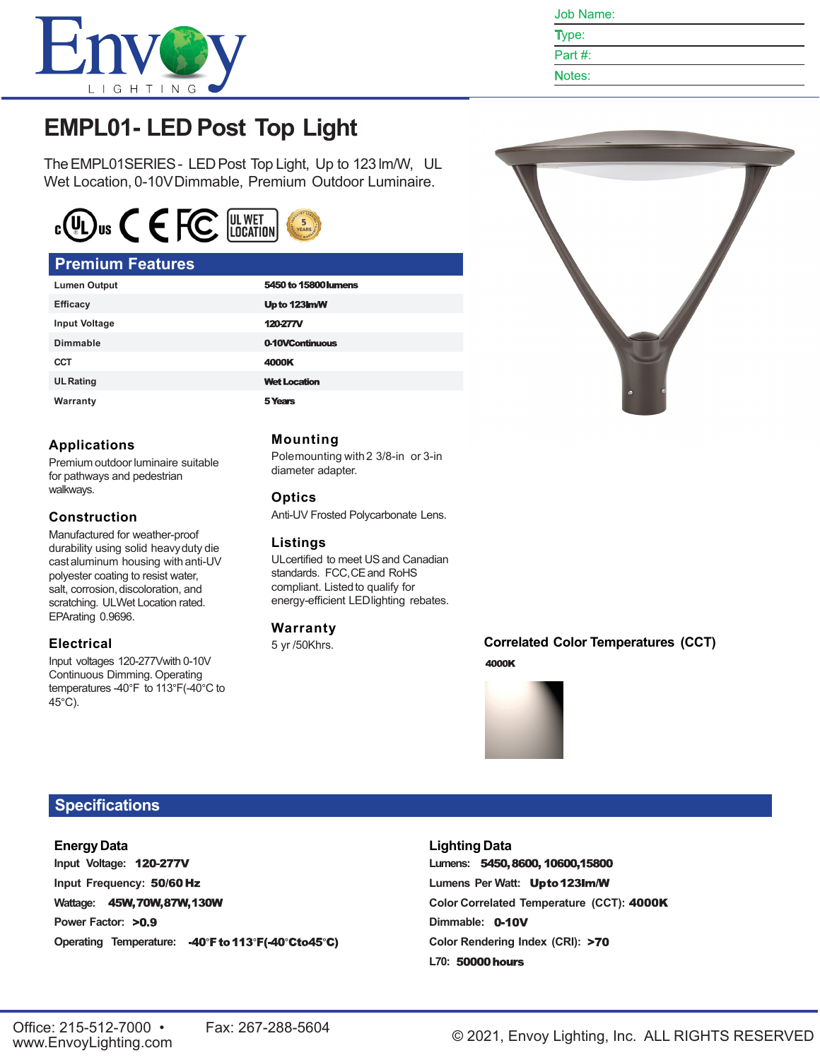Job Name:
Type:
Part #:
Notes:

# EMPL01- LED Post Top Light

The EMPL01SERIES - LED Post Top Light, Up to 123 lm/W, UL Wet Location, 0-10V Dimmable, Premium Outdoor Luminaire.

## Premium Features

| | |
|---|---|
| Lumen Output | 5450 to 15800 lumens |
| Efficacy | Up to 123lm/W |
| Input Voltage | 120-277V |
| Dimmable | 0-10V Continuous |
| CCT | 4000K |
| UL Rating | Wet Location |
| Warranty | 5 Years |

### Applications

Premium outdoor luminaire suitable for pathways and pedestrian walkways.

### Construction

Manufactured for weather-proof durability using solid heavy duty die cast aluminum housing with anti-UV polyester coating to resist water, salt, corrosion, discoloration, and scratching. UL Wet Location rated. EPA rating 0.9696.

### Electrical

Input voltages 120-277V with 0-10V Continuous Dimming. Operating temperatures -40°F to 113°F (-40°C to 45°C).

### Mounting

Pole mounting with 2 3/8-in or 3-in diameter adapter.

### Optics

Anti-UV Frosted Polycarbonate Lens.

### Listings

UL certified to meet US and Canadian standards. FCC, CE and RoHS compliant. Listed to qualify for energy-efficient LED lighting rebates.

### Warranty

5 yr /50Khrs.

### Correlated Color Temperatures (CCT)

4000K

## Specifications

### Energy Data

Input Voltage: **120-277V**

Input Frequency: **50/60 Hz**

Wattage: **45W, 70W, 87W, 130W**

Power Factor: **>0.9**

Operating Temperature: **-40°F to 113°F (-40°C to 45°C)**

### Lighting Data

Lumens: **5450, 8600, 10600, 15800**

Lumens Per Watt: **Up to 123lm/W**

Color Correlated Temperature (CCT): **4000K**

Dimmable: **0-10V**

Color Rendering Index (CRI): **>70**

L70: **50000 hours**

Office: 215-512-7000 • www.EnvoyLighting.com Fax: 267-288-5604

© 2021, Envoy Lighting, Inc. ALL RIGHTS RESERVED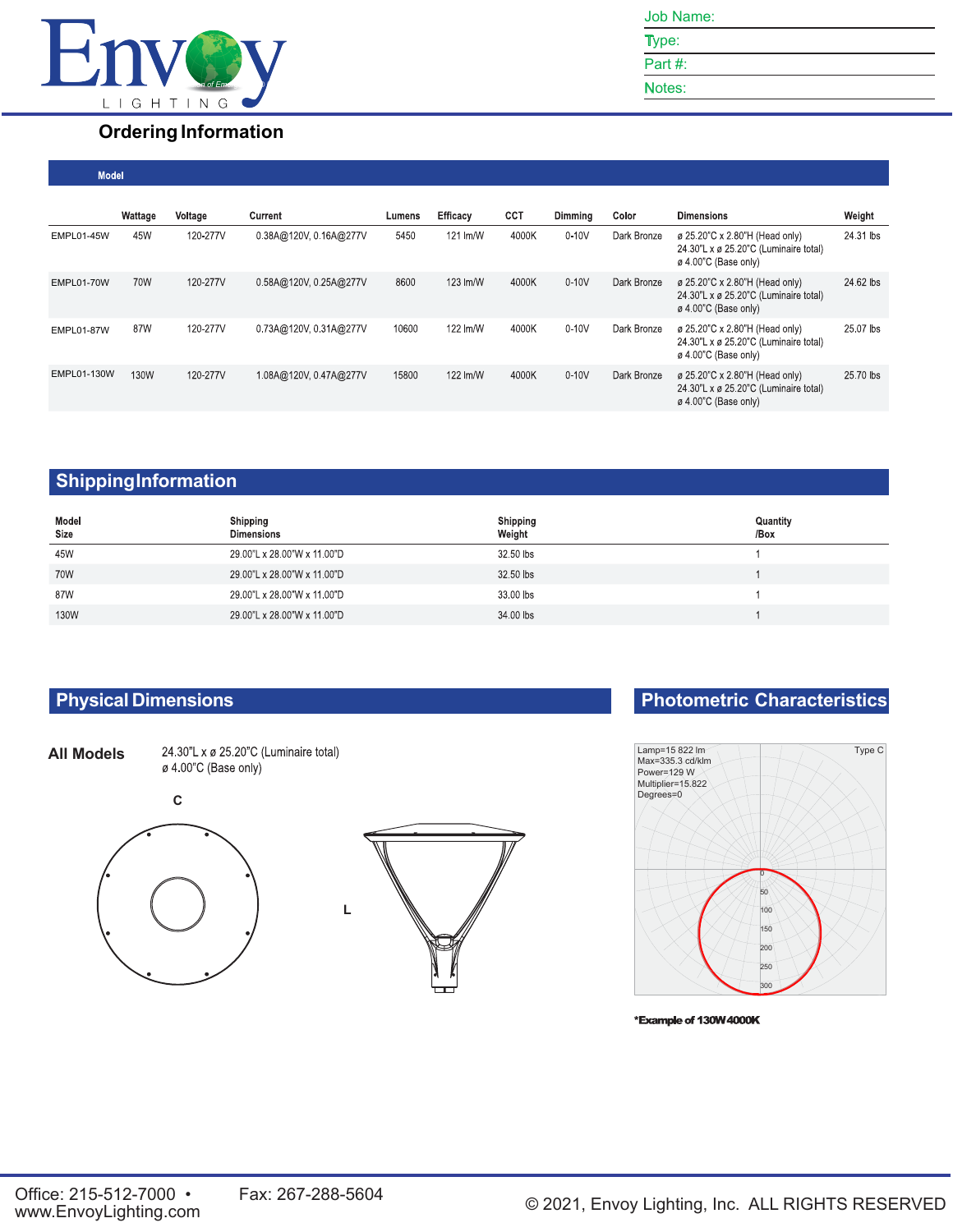Job Name:

Type:

Part #:

Notes:

## Ordering Information

| Model | Wattage | Voltage | Current | Lumens | Efficacy | CCT | Dimming | Color | Dimensions | Weight |
|---|---|---|---|---|---|---|---|---|---|---|
| EMPL01-45W | 45W | 120-277V | 0.38A@120V, 0.16A@277V | 5450 | 121 lm/W | 4000K | 0-10V | Dark Bronze | ø 25.20"C x 2.80"H (Head only) 24.30"L x ø 25.20"C (Luminaire total) ø 4.00"C (Base only) | 24.31 lbs |
| EMPL01-70W | 70W | 120-277V | 0.58A@120V, 0.25A@277V | 8600 | 123 lm/W | 4000K | 0-10V | Dark Bronze | ø 25.20"C x 2.80"H (Head only) 24.30"L x ø 25.20"C (Luminaire total) ø 4.00"C (Base only) | 24.62 lbs |
| EMPL01-87W | 87W | 120-277V | 0.73A@120V, 0.31A@277V | 10600 | 122 lm/W | 4000K | 0-10V | Dark Bronze | ø 25.20"C x 2.80"H (Head only) 24.30"L x ø 25.20"C (Luminaire total) ø 4.00"C (Base only) | 25.07 lbs |
| EMPL01-130W | 130W | 120-277V | 1.08A@120V, 0.47A@277V | 15800 | 122 lm/W | 4000K | 0-10V | Dark Bronze | ø 25.20"C x 2.80"H (Head only) 24.30"L x ø 25.20"C (Luminaire total) ø 4.00"C (Base only) | 25.70 lbs |

## Shipping Information

| Model Size | Shipping Dimensions | Shipping Weight | Quantity /Box |
|---|---|---|---|
| 45W | 29.00"L x 28.00"W x 11.00"D | 32.50 lbs | 1 |
| 70W | 29.00"L x 28.00"W x 11.00"D | 32.50 lbs | 1 |
| 87W | 29.00"L x 28.00"W x 11.00"D | 33.00 lbs | 1 |
| 130W | 29.00"L x 28.00"W x 11.00"D | 34.00 lbs | 1 |

## Physical Dimensions

**All Models** 24.30"L x ø 25.20"C (Luminaire total)
ø 4.00"C (Base only)

C

L

## Photometric Characteristics

Lamp=15 822 lm
Max=335.3 cd/klm
Power=129 W
Multiplier=15.822
Degrees=0

Type C

0
50
100
150
200
250
300

***Example of 130W 4000K**

Office: 215-512-7000 • www.EnvoyLighting.com Fax: 267-288-5604

© 2021, Envoy Lighting, Inc. ALL RIGHTS RESERVED